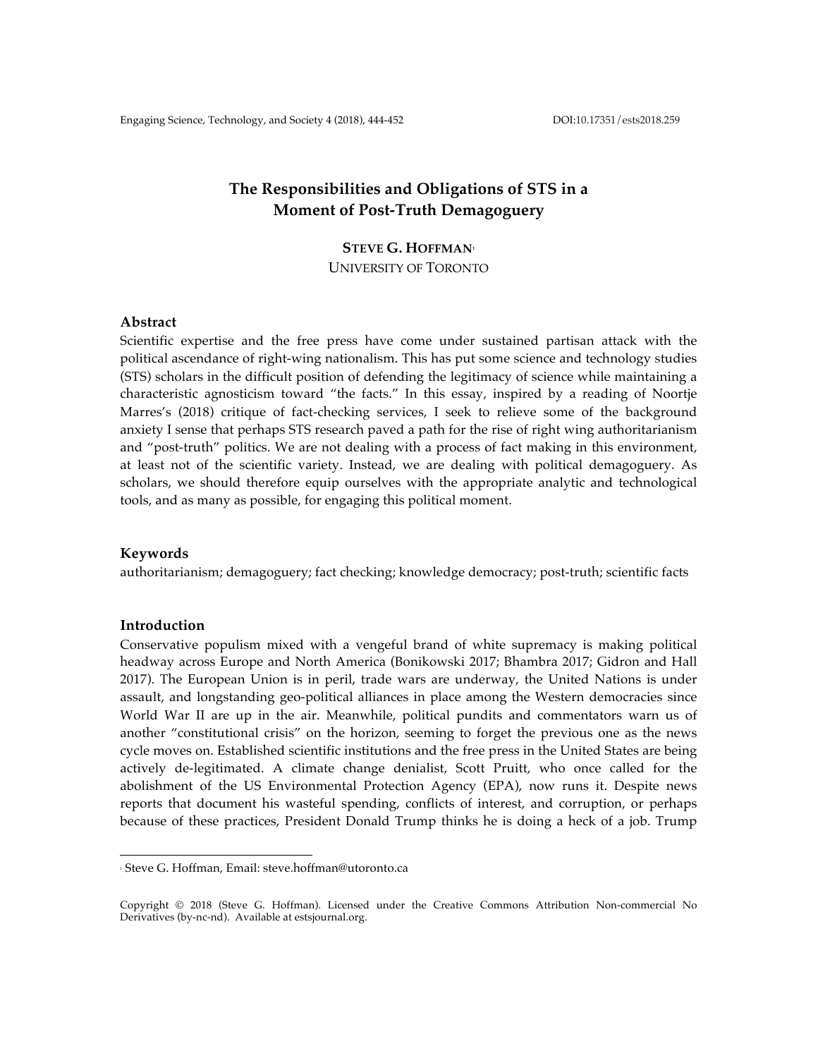# The Responsibilities and Obligations of STS in a Moment of Post-Truth Demagoguery

**STEVE G. HOFFMAN**[1]
UNIVERSITY OF TORONTO

## Abstract

Scientific expertise and the free press have come under sustained partisan attack with the political ascendance of right-wing nationalism. This has put some science and technology studies (STS) scholars in the difficult position of defending the legitimacy of science while maintaining a characteristic agnosticism toward "the facts." In this essay, inspired by a reading of Noortje Marres's (2018) critique of fact-checking services, I seek to relieve some of the background anxiety I sense that perhaps STS research paved a path for the rise of right wing authoritarianism and "post-truth" politics. We are not dealing with a process of fact making in this environment, at least not of the scientific variety. Instead, we are dealing with political demagoguery. As scholars, we should therefore equip ourselves with the appropriate analytic and technological tools, and as many as possible, for engaging this political moment.

## Keywords

authoritarianism; demagoguery; fact checking; knowledge democracy; post-truth; scientific facts

## Introduction

Conservative populism mixed with a vengeful brand of white supremacy is making political headway across Europe and North America (Bonikowski 2017; Bhambra 2017; Gidron and Hall 2017). The European Union is in peril, trade wars are underway, the United Nations is under assault, and longstanding geo-political alliances in place among the Western democracies since World War II are up in the air. Meanwhile, political pundits and commentators warn us of another "constitutional crisis" on the horizon, seeming to forget the previous one as the news cycle moves on. Established scientific institutions and the free press in the United States are being actively de-legitimated. A climate change denialist, Scott Pruitt, who once called for the abolishment of the US Environmental Protection Agency (EPA), now runs it. Despite news reports that document his wasteful spending, conflicts of interest, and corruption, or perhaps because of these practices, President Donald Trump thinks he is doing a heck of a job. Trump

[1] Steve G. Hoffman, Email: steve.hoffman@utoronto.ca

Copyright © 2018 (Steve G. Hoffman). Licensed under the Creative Commons Attribution Non-commercial No Derivatives (by-nc-nd). Available at estsjournal.org.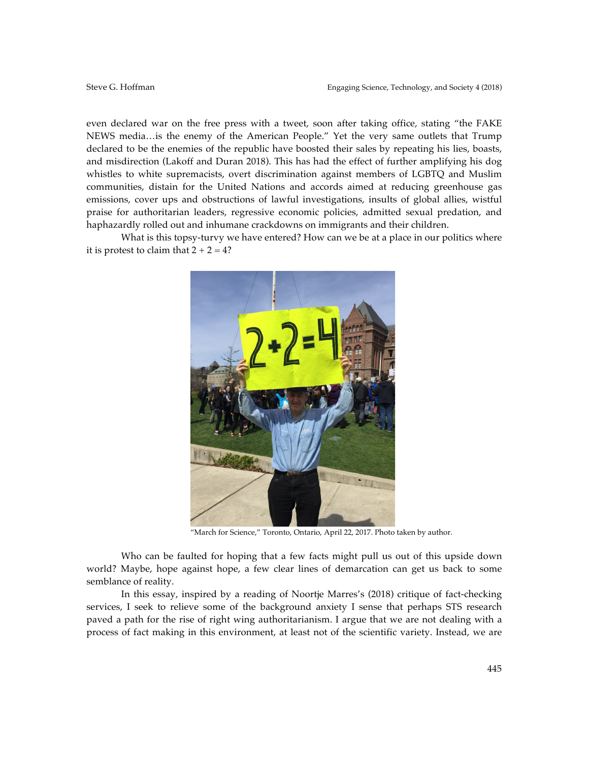even declared war on the free press with a tweet, soon after taking office, stating "the FAKE NEWS media…is the enemy of the American People." Yet the very same outlets that Trump declared to be the enemies of the republic have boosted their sales by repeating his lies, boasts, and misdirection (Lakoff and Duran 2018). This has had the effect of further amplifying his dog whistles to white supremacists, overt discrimination against members of LGBTQ and Muslim communities, distain for the United Nations and accords aimed at reducing greenhouse gas emissions, cover ups and obstructions of lawful investigations, insults of global allies, wistful praise for authoritarian leaders, regressive economic policies, admitted sexual predation, and haphazardly rolled out and inhumane crackdowns on immigrants and their children.

What is this topsy-turvy we have entered? How can we be at a place in our politics where it is protest to claim that 2 + 2 = 4?

"March for Science," Toronto, Ontario, April 22, 2017. Photo taken by author.

Who can be faulted for hoping that a few facts might pull us out of this upside down world? Maybe, hope against hope, a few clear lines of demarcation can get us back to some semblance of reality.

In this essay, inspired by a reading of Noortje Marres's (2018) critique of fact-checking services, I seek to relieve some of the background anxiety I sense that perhaps STS research paved a path for the rise of right wing authoritarianism. I argue that we are not dealing with a process of fact making in this environment, at least not of the scientific variety. Instead, we are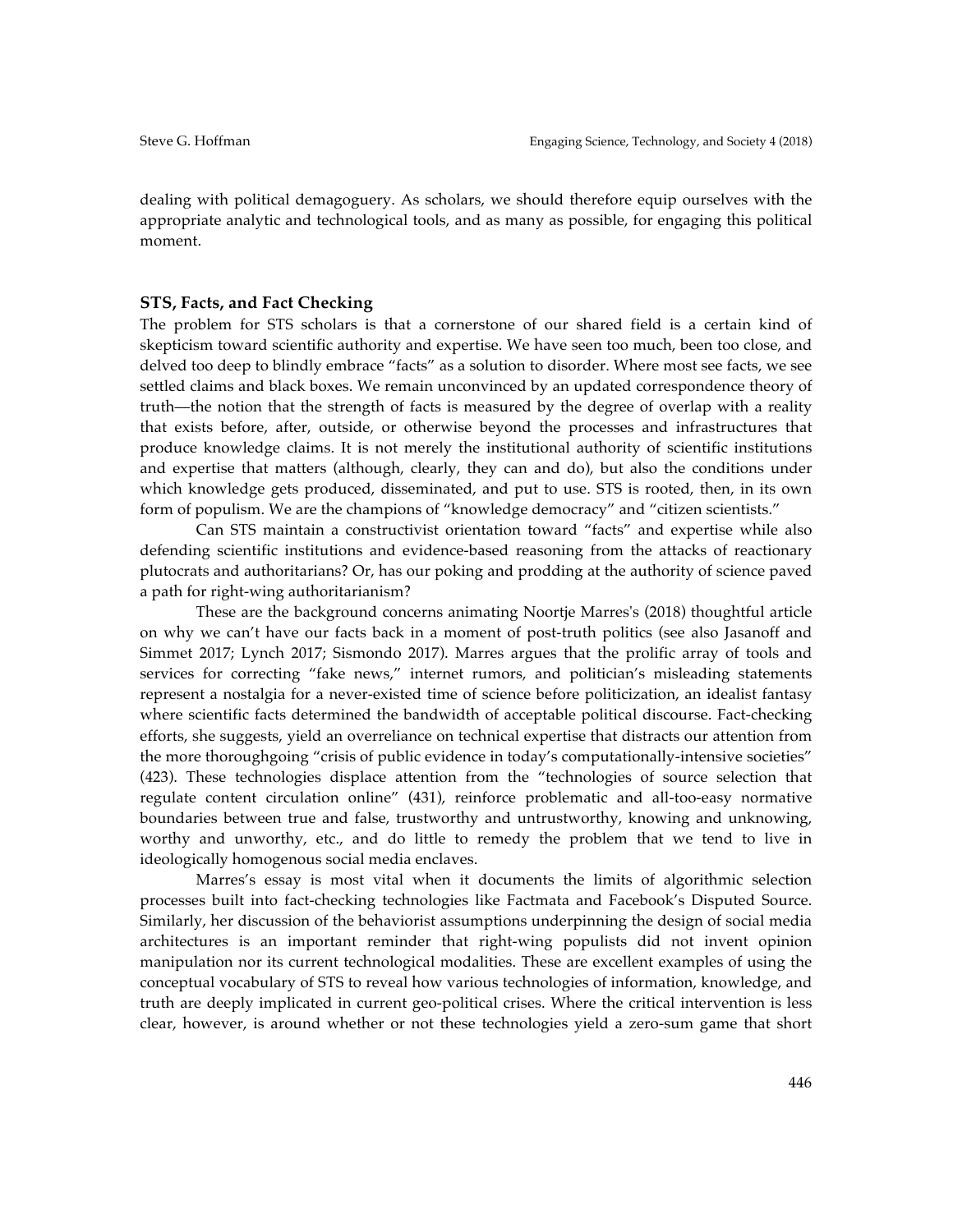dealing with political demagoguery. As scholars, we should therefore equip ourselves with the appropriate analytic and technological tools, and as many as possible, for engaging this political moment.

### STS, Facts, and Fact Checking

The problem for STS scholars is that a cornerstone of our shared field is a certain kind of skepticism toward scientific authority and expertise. We have seen too much, been too close, and delved too deep to blindly embrace "facts" as a solution to disorder. Where most see facts, we see settled claims and black boxes. We remain unconvinced by an updated correspondence theory of truth—the notion that the strength of facts is measured by the degree of overlap with a reality that exists before, after, outside, or otherwise beyond the processes and infrastructures that produce knowledge claims. It is not merely the institutional authority of scientific institutions and expertise that matters (although, clearly, they can and do), but also the conditions under which knowledge gets produced, disseminated, and put to use. STS is rooted, then, in its own form of populism. We are the champions of "knowledge democracy" and "citizen scientists."

Can STS maintain a constructivist orientation toward "facts" and expertise while also defending scientific institutions and evidence-based reasoning from the attacks of reactionary plutocrats and authoritarians? Or, has our poking and prodding at the authority of science paved a path for right-wing authoritarianism?

These are the background concerns animating Noortje Marres's (2018) thoughtful article on why we can't have our facts back in a moment of post-truth politics (see also Jasanoff and Simmet 2017; Lynch 2017; Sismondo 2017). Marres argues that the prolific array of tools and services for correcting "fake news," internet rumors, and politician's misleading statements represent a nostalgia for a never-existed time of science before politicization, an idealist fantasy where scientific facts determined the bandwidth of acceptable political discourse. Fact-checking efforts, she suggests, yield an overreliance on technical expertise that distracts our attention from the more thoroughgoing "crisis of public evidence in today's computationally-intensive societies" (423). These technologies displace attention from the "technologies of source selection that regulate content circulation online" (431), reinforce problematic and all-too-easy normative boundaries between true and false, trustworthy and untrustworthy, knowing and unknowing, worthy and unworthy, etc., and do little to remedy the problem that we tend to live in ideologically homogenous social media enclaves.

Marres's essay is most vital when it documents the limits of algorithmic selection processes built into fact-checking technologies like Factmata and Facebook's Disputed Source. Similarly, her discussion of the behaviorist assumptions underpinning the design of social media architectures is an important reminder that right-wing populists did not invent opinion manipulation nor its current technological modalities. These are excellent examples of using the conceptual vocabulary of STS to reveal how various technologies of information, knowledge, and truth are deeply implicated in current geo-political crises. Where the critical intervention is less clear, however, is around whether or not these technologies yield a zero-sum game that short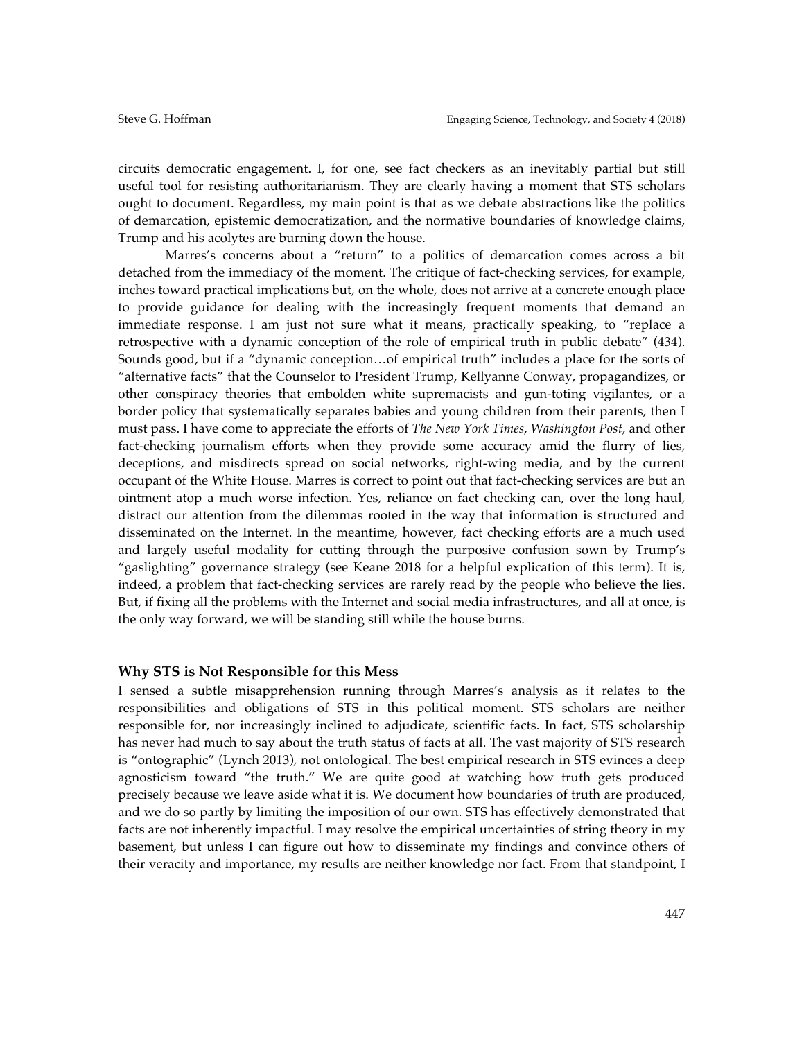circuits democratic engagement. I, for one, see fact checkers as an inevitably partial but still useful tool for resisting authoritarianism. They are clearly having a moment that STS scholars ought to document. Regardless, my main point is that as we debate abstractions like the politics of demarcation, epistemic democratization, and the normative boundaries of knowledge claims, Trump and his acolytes are burning down the house.

Marres's concerns about a "return" to a politics of demarcation comes across a bit detached from the immediacy of the moment. The critique of fact-checking services, for example, inches toward practical implications but, on the whole, does not arrive at a concrete enough place to provide guidance for dealing with the increasingly frequent moments that demand an immediate response. I am just not sure what it means, practically speaking, to "replace a retrospective with a dynamic conception of the role of empirical truth in public debate" (434). Sounds good, but if a "dynamic conception…of empirical truth" includes a place for the sorts of "alternative facts" that the Counselor to President Trump, Kellyanne Conway, propagandizes, or other conspiracy theories that embolden white supremacists and gun-toting vigilantes, or a border policy that systematically separates babies and young children from their parents, then I must pass. I have come to appreciate the efforts of *The New York Times*, *Washington Post*, and other fact-checking journalism efforts when they provide some accuracy amid the flurry of lies, deceptions, and misdirects spread on social networks, right-wing media, and by the current occupant of the White House. Marres is correct to point out that fact-checking services are but an ointment atop a much worse infection. Yes, reliance on fact checking can, over the long haul, distract our attention from the dilemmas rooted in the way that information is structured and disseminated on the Internet. In the meantime, however, fact checking efforts are a much used and largely useful modality for cutting through the purposive confusion sown by Trump's "gaslighting" governance strategy (see Keane 2018 for a helpful explication of this term). It is, indeed, a problem that fact-checking services are rarely read by the people who believe the lies. But, if fixing all the problems with the Internet and social media infrastructures, and all at once, is the only way forward, we will be standing still while the house burns.

## Why STS is Not Responsible for this Mess

I sensed a subtle misapprehension running through Marres's analysis as it relates to the responsibilities and obligations of STS in this political moment. STS scholars are neither responsible for, nor increasingly inclined to adjudicate, scientific facts. In fact, STS scholarship has never had much to say about the truth status of facts at all. The vast majority of STS research is "ontographic" (Lynch 2013), not ontological. The best empirical research in STS evinces a deep agnosticism toward "the truth." We are quite good at watching how truth gets produced precisely because we leave aside what it is. We document how boundaries of truth are produced, and we do so partly by limiting the imposition of our own. STS has effectively demonstrated that facts are not inherently impactful. I may resolve the empirical uncertainties of string theory in my basement, but unless I can figure out how to disseminate my findings and convince others of their veracity and importance, my results are neither knowledge nor fact. From that standpoint, I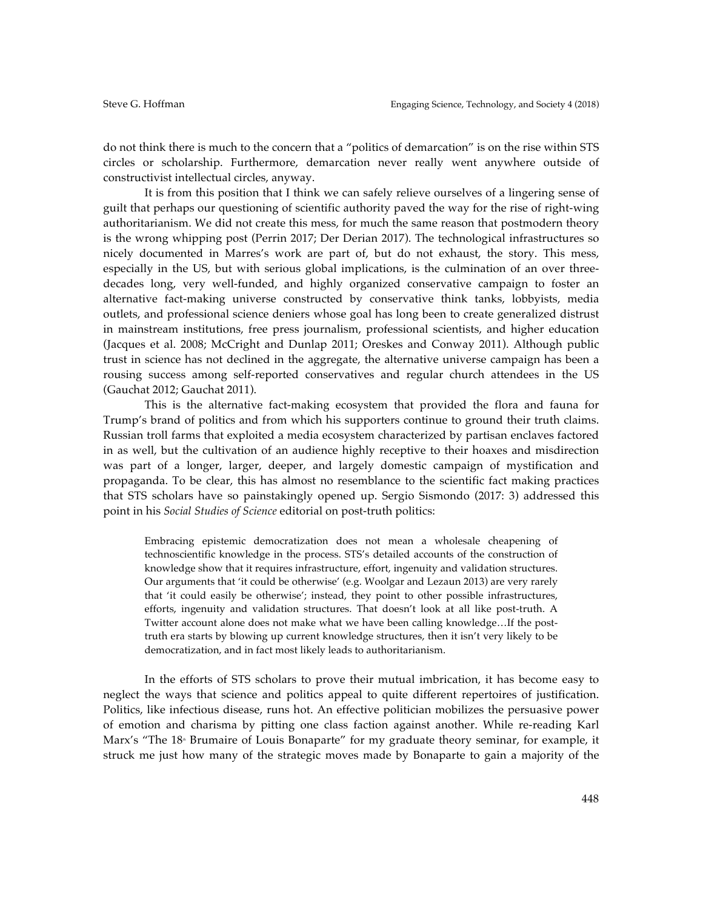do not think there is much to the concern that a "politics of demarcation" is on the rise within STS circles or scholarship. Furthermore, demarcation never really went anywhere outside of constructivist intellectual circles, anyway.

It is from this position that I think we can safely relieve ourselves of a lingering sense of guilt that perhaps our questioning of scientific authority paved the way for the rise of right-wing authoritarianism. We did not create this mess, for much the same reason that postmodern theory is the wrong whipping post (Perrin 2017; Der Derian 2017). The technological infrastructures so nicely documented in Marres's work are part of, but do not exhaust, the story. This mess, especially in the US, but with serious global implications, is the culmination of an over three-decades long, very well-funded, and highly organized conservative campaign to foster an alternative fact-making universe constructed by conservative think tanks, lobbyists, media outlets, and professional science deniers whose goal has long been to create generalized distrust in mainstream institutions, free press journalism, professional scientists, and higher education (Jacques et al. 2008; McCright and Dunlap 2011; Oreskes and Conway 2011). Although public trust in science has not declined in the aggregate, the alternative universe campaign has been a rousing success among self-reported conservatives and regular church attendees in the US (Gauchat 2012; Gauchat 2011).

This is the alternative fact-making ecosystem that provided the flora and fauna for Trump's brand of politics and from which his supporters continue to ground their truth claims. Russian troll farms that exploited a media ecosystem characterized by partisan enclaves factored in as well, but the cultivation of an audience highly receptive to their hoaxes and misdirection was part of a longer, larger, deeper, and largely domestic campaign of mystification and propaganda. To be clear, this has almost no resemblance to the scientific fact making practices that STS scholars have so painstakingly opened up. Sergio Sismondo (2017: 3) addressed this point in his *Social Studies of Science* editorial on post-truth politics:

> Embracing epistemic democratization does not mean a wholesale cheapening of technoscientific knowledge in the process. STS's detailed accounts of the construction of knowledge show that it requires infrastructure, effort, ingenuity and validation structures. Our arguments that 'it could be otherwise' (e.g. Woolgar and Lezaun 2013) are very rarely that 'it could easily be otherwise'; instead, they point to other possible infrastructures, efforts, ingenuity and validation structures. That doesn't look at all like post-truth. A Twitter account alone does not make what we have been calling knowledge…If the post-truth era starts by blowing up current knowledge structures, then it isn't very likely to be democratization, and in fact most likely leads to authoritarianism.

In the efforts of STS scholars to prove their mutual imbrication, it has become easy to neglect the ways that science and politics appeal to quite different repertoires of justification. Politics, like infectious disease, runs hot. An effective politician mobilizes the persuasive power of emotion and charisma by pitting one class faction against another. While re-reading Karl Marx's "The 18th Brumaire of Louis Bonaparte" for my graduate theory seminar, for example, it struck me just how many of the strategic moves made by Bonaparte to gain a majority of the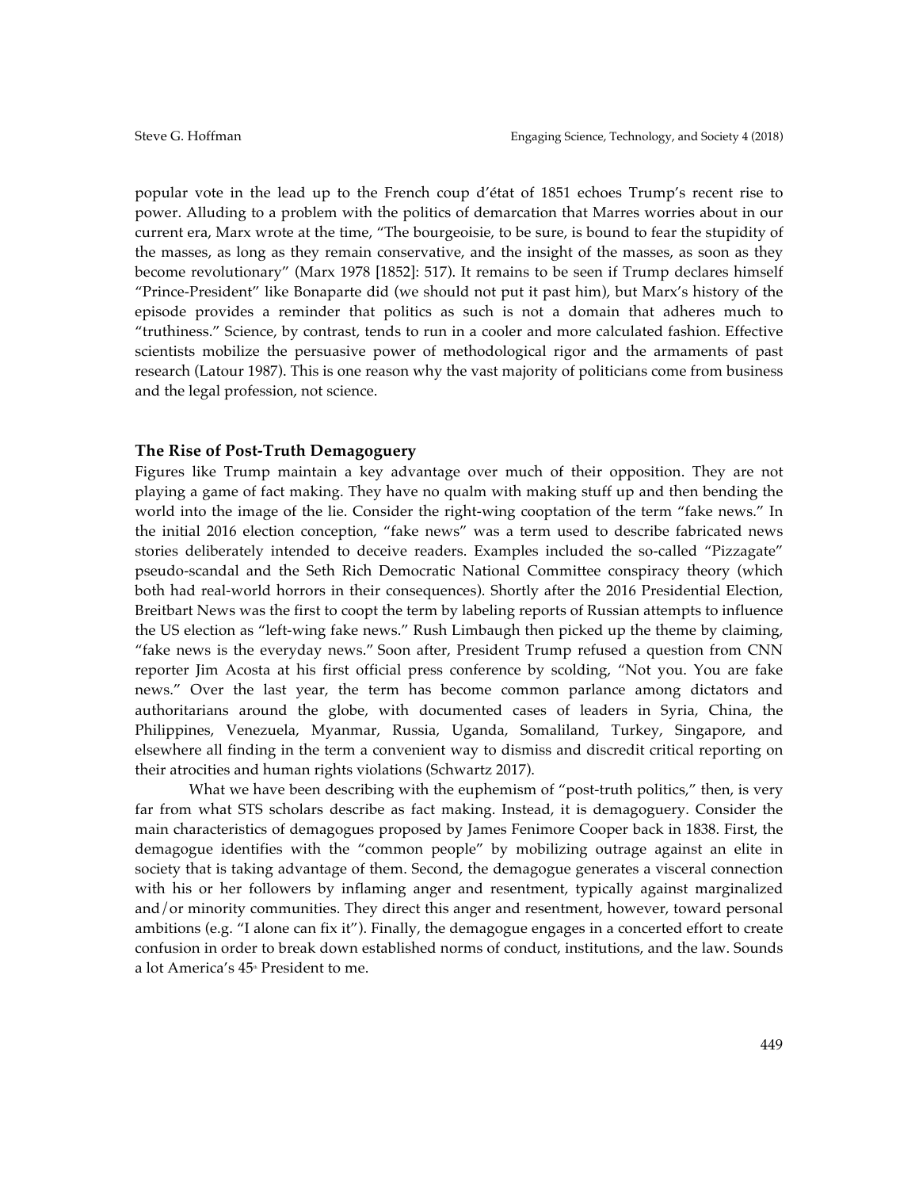popular vote in the lead up to the French coup d'état of 1851 echoes Trump's recent rise to power. Alluding to a problem with the politics of demarcation that Marres worries about in our current era, Marx wrote at the time, "The bourgeoisie, to be sure, is bound to fear the stupidity of the masses, as long as they remain conservative, and the insight of the masses, as soon as they become revolutionary" (Marx 1978 [1852]: 517). It remains to be seen if Trump declares himself "Prince-President" like Bonaparte did (we should not put it past him), but Marx's history of the episode provides a reminder that politics as such is not a domain that adheres much to "truthiness." Science, by contrast, tends to run in a cooler and more calculated fashion. Effective scientists mobilize the persuasive power of methodological rigor and the armaments of past research (Latour 1987). This is one reason why the vast majority of politicians come from business and the legal profession, not science.

### The Rise of Post-Truth Demagoguery

Figures like Trump maintain a key advantage over much of their opposition. They are not playing a game of fact making. They have no qualm with making stuff up and then bending the world into the image of the lie. Consider the right-wing cooptation of the term "fake news." In the initial 2016 election conception, "fake news" was a term used to describe fabricated news stories deliberately intended to deceive readers. Examples included the so-called "Pizzagate" pseudo-scandal and the Seth Rich Democratic National Committee conspiracy theory (which both had real-world horrors in their consequences). Shortly after the 2016 Presidential Election, Breitbart News was the first to coopt the term by labeling reports of Russian attempts to influence the US election as "left-wing fake news." Rush Limbaugh then picked up the theme by claiming, "fake news is the everyday news." Soon after, President Trump refused a question from CNN reporter Jim Acosta at his first official press conference by scolding, "Not you. You are fake news." Over the last year, the term has become common parlance among dictators and authoritarians around the globe, with documented cases of leaders in Syria, China, the Philippines, Venezuela, Myanmar, Russia, Uganda, Somaliland, Turkey, Singapore, and elsewhere all finding in the term a convenient way to dismiss and discredit critical reporting on their atrocities and human rights violations (Schwartz 2017).

What we have been describing with the euphemism of "post-truth politics," then, is very far from what STS scholars describe as fact making. Instead, it is demagoguery. Consider the main characteristics of demagogues proposed by James Fenimore Cooper back in 1838. First, the demagogue identifies with the "common people" by mobilizing outrage against an elite in society that is taking advantage of them. Second, the demagogue generates a visceral connection with his or her followers by inflaming anger and resentment, typically against marginalized and/or minority communities. They direct this anger and resentment, however, toward personal ambitions (e.g. "I alone can fix it"). Finally, the demagogue engages in a concerted effort to create confusion in order to break down established norms of conduct, institutions, and the law. Sounds a lot America's 45th President to me.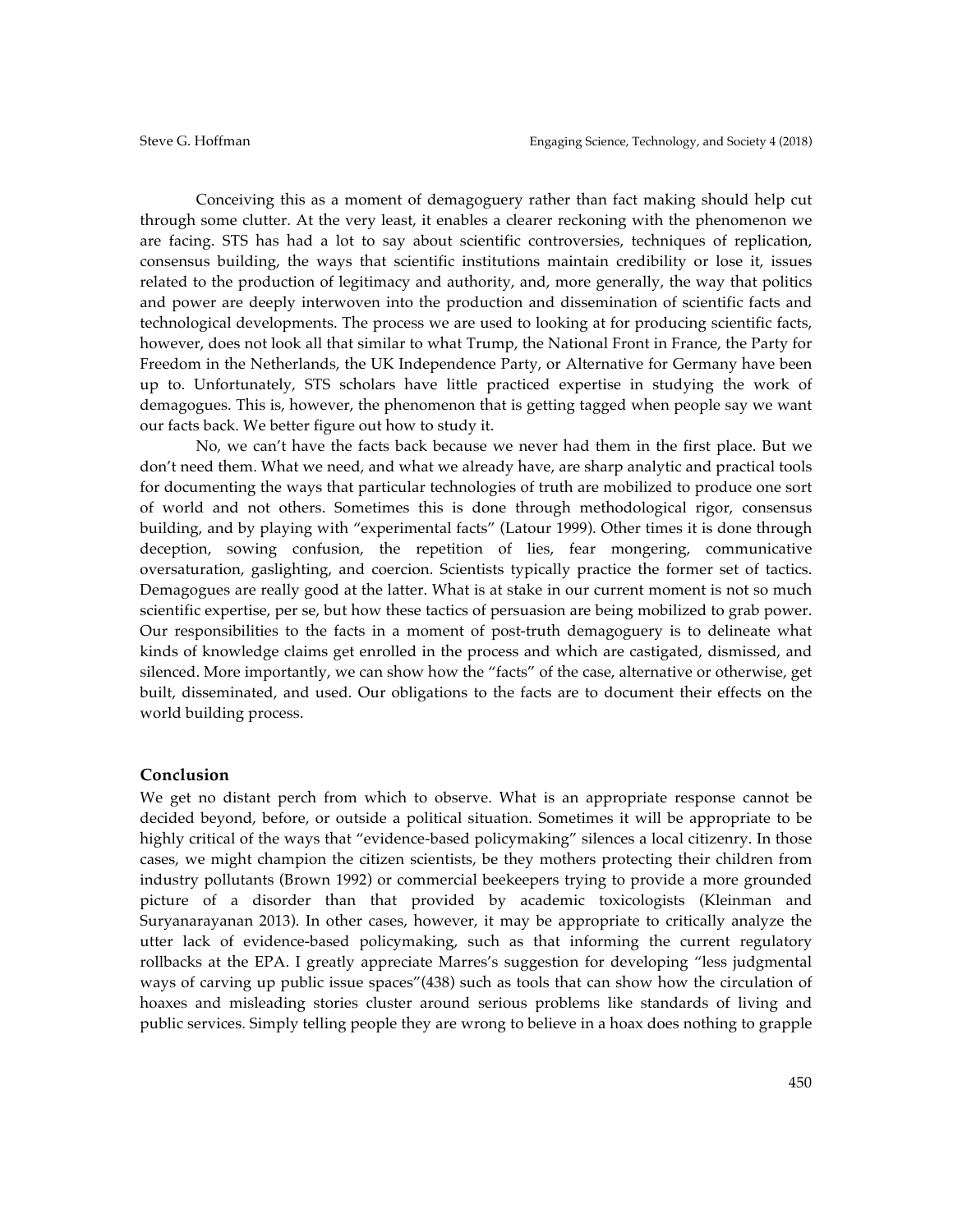Conceiving this as a moment of demagoguery rather than fact making should help cut through some clutter. At the very least, it enables a clearer reckoning with the phenomenon we are facing. STS has had a lot to say about scientific controversies, techniques of replication, consensus building, the ways that scientific institutions maintain credibility or lose it, issues related to the production of legitimacy and authority, and, more generally, the way that politics and power are deeply interwoven into the production and dissemination of scientific facts and technological developments. The process we are used to looking at for producing scientific facts, however, does not look all that similar to what Trump, the National Front in France, the Party for Freedom in the Netherlands, the UK Independence Party, or Alternative for Germany have been up to. Unfortunately, STS scholars have little practiced expertise in studying the work of demagogues. This is, however, the phenomenon that is getting tagged when people say we want our facts back. We better figure out how to study it.

No, we can't have the facts back because we never had them in the first place. But we don't need them. What we need, and what we already have, are sharp analytic and practical tools for documenting the ways that particular technologies of truth are mobilized to produce one sort of world and not others. Sometimes this is done through methodological rigor, consensus building, and by playing with "experimental facts" (Latour 1999). Other times it is done through deception, sowing confusion, the repetition of lies, fear mongering, communicative oversaturation, gaslighting, and coercion. Scientists typically practice the former set of tactics. Demagogues are really good at the latter. What is at stake in our current moment is not so much scientific expertise, per se, but how these tactics of persuasion are being mobilized to grab power. Our responsibilities to the facts in a moment of post-truth demagoguery is to delineate what kinds of knowledge claims get enrolled in the process and which are castigated, dismissed, and silenced. More importantly, we can show how the "facts" of the case, alternative or otherwise, get built, disseminated, and used. Our obligations to the facts are to document their effects on the world building process.

## Conclusion

We get no distant perch from which to observe. What is an appropriate response cannot be decided beyond, before, or outside a political situation. Sometimes it will be appropriate to be highly critical of the ways that "evidence-based policymaking" silences a local citizenry. In those cases, we might champion the citizen scientists, be they mothers protecting their children from industry pollutants (Brown 1992) or commercial beekeepers trying to provide a more grounded picture of a disorder than that provided by academic toxicologists (Kleinman and Suryanarayanan 2013). In other cases, however, it may be appropriate to critically analyze the utter lack of evidence-based policymaking, such as that informing the current regulatory rollbacks at the EPA. I greatly appreciate Marres's suggestion for developing "less judgmental ways of carving up public issue spaces"(438) such as tools that can show how the circulation of hoaxes and misleading stories cluster around serious problems like standards of living and public services. Simply telling people they are wrong to believe in a hoax does nothing to grapple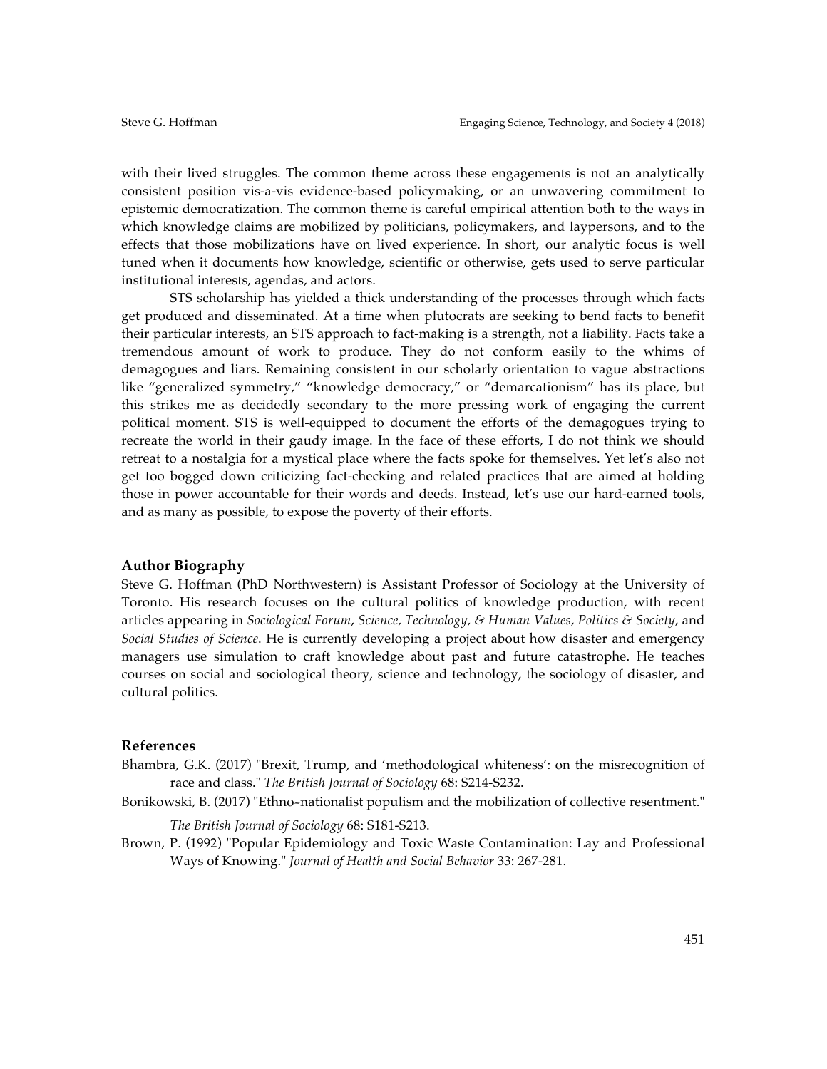with their lived struggles. The common theme across these engagements is not an analytically consistent position vis-a-vis evidence-based policymaking, or an unwavering commitment to epistemic democratization. The common theme is careful empirical attention both to the ways in which knowledge claims are mobilized by politicians, policymakers, and laypersons, and to the effects that those mobilizations have on lived experience. In short, our analytic focus is well tuned when it documents how knowledge, scientific or otherwise, gets used to serve particular institutional interests, agendas, and actors.

STS scholarship has yielded a thick understanding of the processes through which facts get produced and disseminated. At a time when plutocrats are seeking to bend facts to benefit their particular interests, an STS approach to fact-making is a strength, not a liability. Facts take a tremendous amount of work to produce. They do not conform easily to the whims of demagogues and liars. Remaining consistent in our scholarly orientation to vague abstractions like "generalized symmetry," "knowledge democracy," or "demarcationism" has its place, but this strikes me as decidedly secondary to the more pressing work of engaging the current political moment. STS is well-equipped to document the efforts of the demagogues trying to recreate the world in their gaudy image. In the face of these efforts, I do not think we should retreat to a nostalgia for a mystical place where the facts spoke for themselves. Yet let's also not get too bogged down criticizing fact-checking and related practices that are aimed at holding those in power accountable for their words and deeds. Instead, let's use our hard-earned tools, and as many as possible, to expose the poverty of their efforts.

## Author Biography

Steve G. Hoffman (PhD Northwestern) is Assistant Professor of Sociology at the University of Toronto. His research focuses on the cultural politics of knowledge production, with recent articles appearing in *Sociological Forum*, *Science, Technology, & Human Values*, *Politics & Society*, and *Social Studies of Science*. He is currently developing a project about how disaster and emergency managers use simulation to craft knowledge about past and future catastrophe. He teaches courses on social and sociological theory, science and technology, the sociology of disaster, and cultural politics.

## References

Bhambra, G.K. (2017) "Brexit, Trump, and 'methodological whiteness': on the misrecognition of race and class." *The British Journal of Sociology* 68: S214-S232.

Bonikowski, B. (2017) "Ethno-nationalist populism and the mobilization of collective resentment." *The British Journal of Sociology* 68: S181-S213.

Brown, P. (1992) "Popular Epidemiology and Toxic Waste Contamination: Lay and Professional Ways of Knowing." *Journal of Health and Social Behavior* 33: 267-281.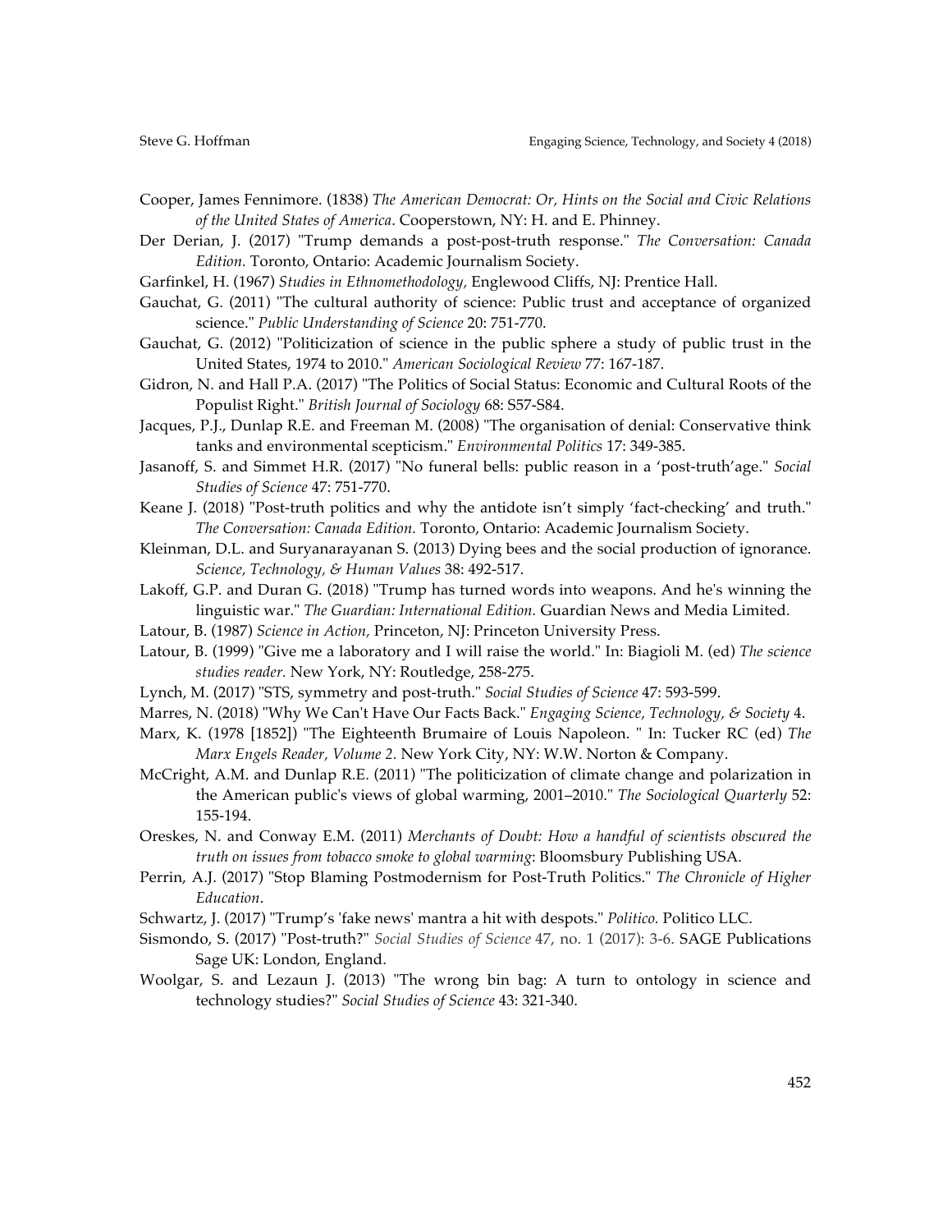Cooper, James Fennimore. (1838) *The American Democrat: Or, Hints on the Social and Civic Relations of the United States of America*. Cooperstown, NY: H. and E. Phinney.

Der Derian, J. (2017) "Trump demands a post-post-truth response." *The Conversation: Canada Edition.* Toronto, Ontario: Academic Journalism Society.

Garfinkel, H. (1967) *Studies in Ethnomethodology,* Englewood Cliffs, NJ: Prentice Hall.

Gauchat, G. (2011) "The cultural authority of science: Public trust and acceptance of organized science." *Public Understanding of Science* 20: 751-770.

Gauchat, G. (2012) "Politicization of science in the public sphere a study of public trust in the United States, 1974 to 2010." *American Sociological Review* 77: 167-187.

Gidron, N. and Hall P.A. (2017) "The Politics of Social Status: Economic and Cultural Roots of the Populist Right." *British Journal of Sociology* 68: S57-S84.

Jacques, P.J., Dunlap R.E. and Freeman M. (2008) "The organisation of denial: Conservative think tanks and environmental scepticism." *Environmental Politics* 17: 349-385.

Jasanoff, S. and Simmet H.R. (2017) "No funeral bells: public reason in a 'post-truth'age." *Social Studies of Science* 47: 751-770.

Keane J. (2018) "Post-truth politics and why the antidote isn't simply 'fact-checking' and truth." *The Conversation: Canada Edition.* Toronto, Ontario: Academic Journalism Society.

Kleinman, D.L. and Suryanarayanan S. (2013) Dying bees and the social production of ignorance. *Science, Technology, & Human Values* 38: 492-517.

Lakoff, G.P. and Duran G. (2018) "Trump has turned words into weapons. And he's winning the linguistic war." *The Guardian: International Edition.* Guardian News and Media Limited.

Latour, B. (1987) *Science in Action,* Princeton, NJ: Princeton University Press.

Latour, B. (1999) "Give me a laboratory and I will raise the world." In: Biagioli M. (ed) *The science studies reader.* New York, NY: Routledge, 258-275.

Lynch, M. (2017) "STS, symmetry and post-truth." *Social Studies of Science* 47: 593-599.

Marres, N. (2018) "Why We Can't Have Our Facts Back." *Engaging Science, Technology, & Society* 4.

Marx, K. (1978 [1852]) "The Eighteenth Brumaire of Louis Napoleon. " In: Tucker RC (ed) *The Marx Engels Reader, Volume 2.* New York City, NY: W.W. Norton & Company.

McCright, A.M. and Dunlap R.E. (2011) "The politicization of climate change and polarization in the American public's views of global warming, 2001–2010." *The Sociological Quarterly* 52: 155-194.

Oreskes, N. and Conway E.M. (2011) *Merchants of Doubt: How a handful of scientists obscured the truth on issues from tobacco smoke to global warming*: Bloomsbury Publishing USA.

Perrin, A.J. (2017) "Stop Blaming Postmodernism for Post-Truth Politics." *The Chronicle of Higher Education*.

Schwartz, J. (2017) "Trump's 'fake news' mantra a hit with despots." *Politico.* Politico LLC.

Sismondo, S. (2017) "Post-truth?" *Social Studies of Science* 47, no. 1 (2017): 3-6. SAGE Publications Sage UK: London, England.

Woolgar, S. and Lezaun J. (2013) "The wrong bin bag: A turn to ontology in science and technology studies?" *Social Studies of Science* 43: 321-340.